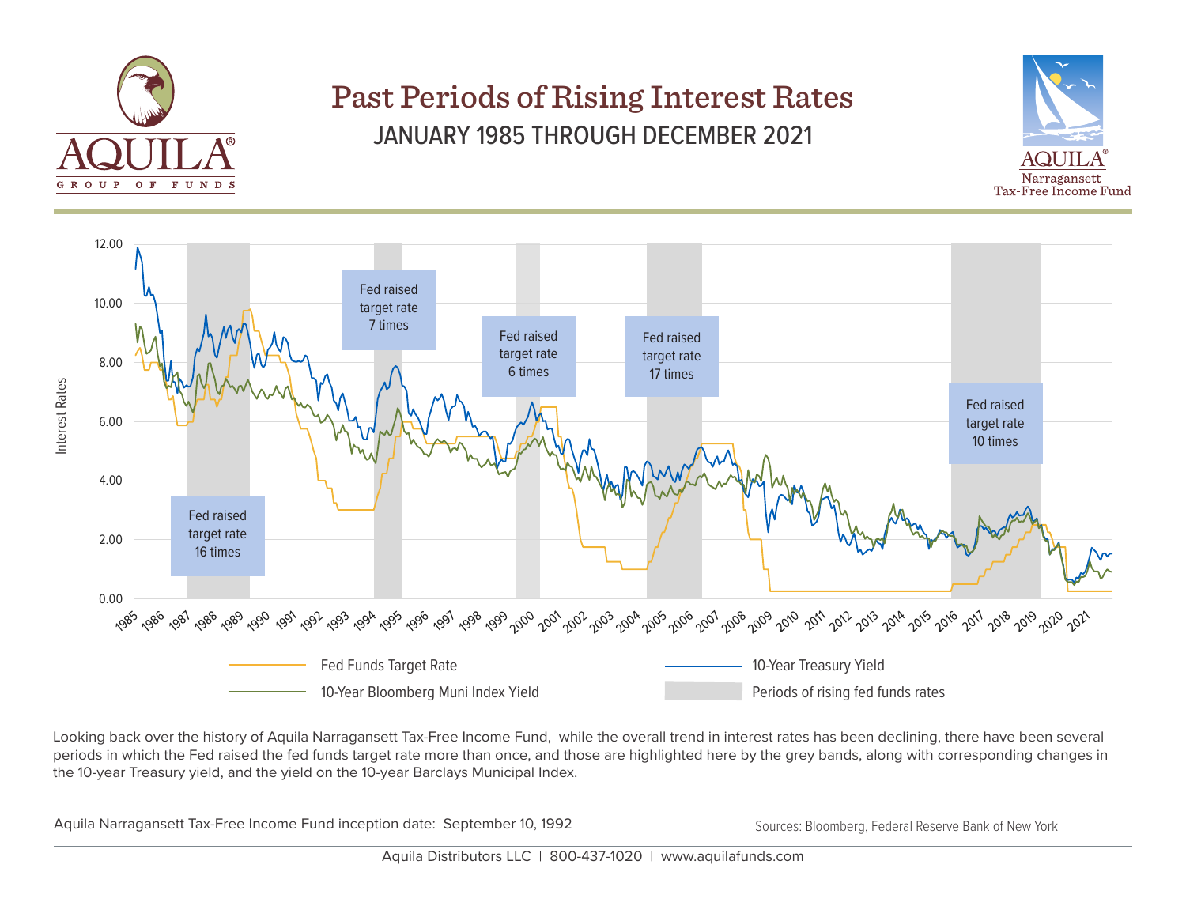AQUILA®

GROUP OF FUNDS

# Past Periods of Rising Interest Rates

## JANUARY 1985 THROUGH DECEMBER 2021

AQUILA®
Narragansett
Tax-Free Income Fund

Interest Rates

12.00
10.00
8.00
6.00
4.00
2.00
0.00

1985 1986 1987 1988 1989 1990 1991 1992 1993 1994 1995 1996 1997 1998 1999 2000 2001 2002 2003 2004 2005 2006 2007 2008 2009 2010 2011 2012 2013 2014 2015 2016 2017 2018 2019 2020 2021

Fed raised target rate 16 times

Fed raised target rate 7 times

Fed raised target rate 6 times

Fed raised target rate 17 times

Fed raised target rate 10 times

Fed Funds Target Rate

10-Year Bloomberg Muni Index Yield

10-Year Treasury Yield

Periods of rising fed funds rates

Looking back over the history of Aquila Narragansett Tax-Free Income Fund, while the overall trend in interest rates has been declining, there have been several periods in which the Fed raised the fed funds target rate more than once, and those are highlighted here by the grey bands, along with corresponding changes in the 10-year Treasury yield, and the yield on the 10-year Barclays Municipal Index.

Aquila Narragansett Tax-Free Income Fund inception date: September 10, 1992

Sources: Bloomberg, Federal Reserve Bank of New York

Aquila Distributors LLC | 800-437-1020 | www.aquilafunds.com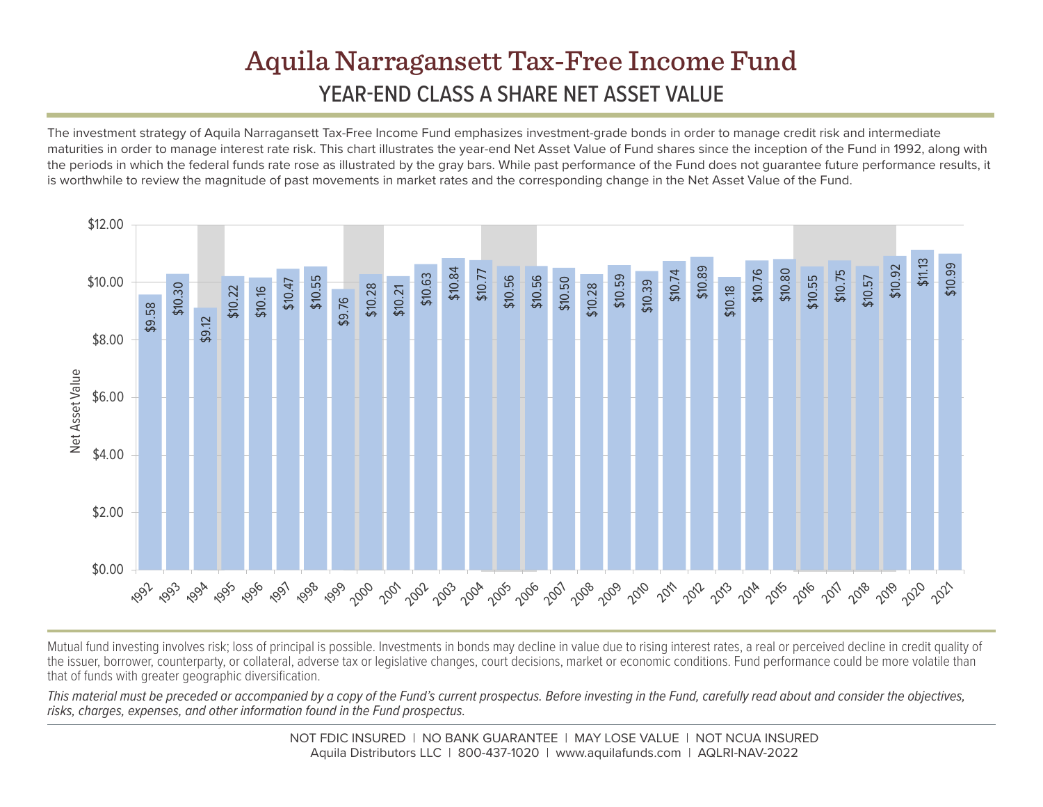# Aquila Narragansett Tax-Free Income Fund

## YEAR-END CLASS A SHARE NET ASSET VALUE

The investment strategy of Aquila Narragansett Tax-Free Income Fund emphasizes investment-grade bonds in order to manage credit risk and intermediate maturities in order to manage interest rate risk. This chart illustrates the year-end Net Asset Value of Fund shares since the inception of the Fund in 1992, along with the periods in which the federal funds rate rose as illustrated by the gray bars. While past performance of the Fund does not guarantee future performance results, it is worthwhile to review the magnitude of past movements in market rates and the corresponding change in the Net Asset Value of the Fund.

Net Asset Value

$12.00
$10.00
$8.00
$6.00
$4.00
$2.00
$0.00

$9.58
$10.30
$9.12
$10.22
$10.16
$10.47
$10.55
$9.76
$10.28
$10.21
$10.63
$10.84
$10.77
$10.56
$10.56
$10.50
$10.28
$10.59
$10.39
$10.74
$10.89
$10.18
$10.76
$10.80
$10.55
$10.75
$10.57
$10.92
$11.13
$10.99

1992
1993
1994
1995
1996
1997
1998
1999
2000
2001
2002
2003
2004
2005
2006
2007
2008
2009
2010
2011
2012
2013
2014
2015
2016
2017
2018
2019
2020
2021

Mutual fund investing involves risk; loss of principal is possible. Investments in bonds may decline in value due to rising interest rates, a real or perceived decline in credit quality of the issuer, borrower, counterparty, or collateral, adverse tax or legislative changes, court decisions, market or economic conditions. Fund performance could be more volatile than that of funds with greater geographic diversification.

*This material must be preceded or accompanied by a copy of the Fund's current prospectus. Before investing in the Fund, carefully read about and consider the objectives, risks, charges, expenses, and other information found in the Fund prospectus.*

NOT FDIC INSURED | NO BANK GUARANTEE | MAY LOSE VALUE | NOT NCUA INSURED
Aquila Distributors LLC | 800-437-1020 | www.aquilafunds.com | AQLRI-NAV-2022